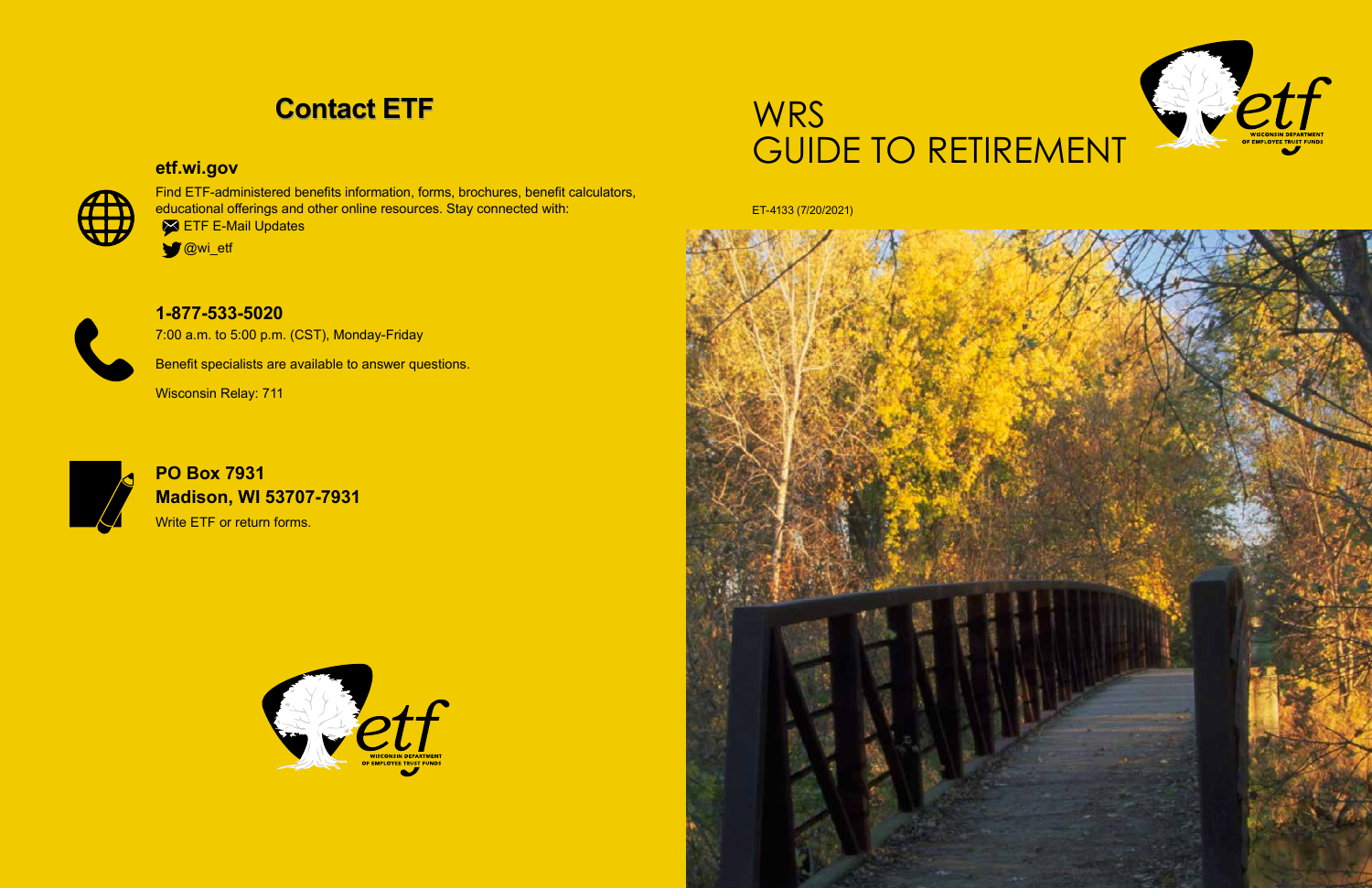# WRS GUIDE TO RETIREMENT

ET-4133 (7/20/2021)

## Contact ETF

**etf.wi.gov**

Find ETF-administered benefits information, forms, brochures, benefit calculators, educational offerings and other online resources. Stay connected with:

- ETF E-Mail Updates
- @wi_etf

**1-877-533-5020**

7:00 a.m. to 5:00 p.m. (CST), Monday-Friday

Benefit specialists are available to answer questions.

Wisconsin Relay: 711

**PO Box 7931**
**Madison, WI 53707-7931**

Write ETF or return forms.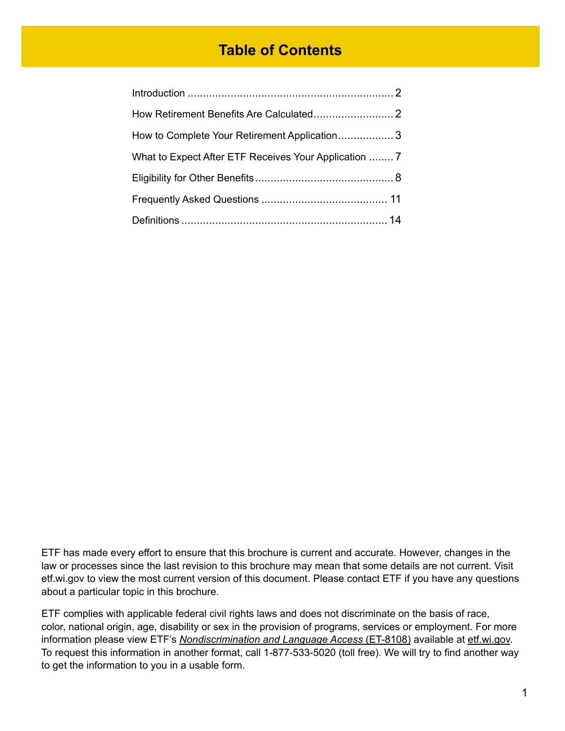# Table of Contents

| | |
|---|---|
| Introduction | 2 |
| How Retirement Benefits Are Calculated | 2 |
| How to Complete Your Retirement Application | 3 |
| What to Expect After ETF Receives Your Application | 7 |
| Eligibility for Other Benefits | 8 |
| Frequently Asked Questions | 11 |
| Definitions | 14 |

ETF has made every effort to ensure that this brochure is current and accurate. However, changes in the law or processes since the last revision to this brochure may mean that some details are not current. Visit etf.wi.gov to view the most current version of this document. Please contact ETF if you have any questions about a particular topic in this brochure.

ETF complies with applicable federal civil rights laws and does not discriminate on the basis of race, color, national origin, age, disability or sex in the provision of programs, services or employment. For more information please view ETF's *Nondiscrimination and Language Access* (ET-8108) available at etf.wi.gov. To request this information in another format, call 1-877-533-5020 (toll free). We will try to find another way to get the information to you in a usable form.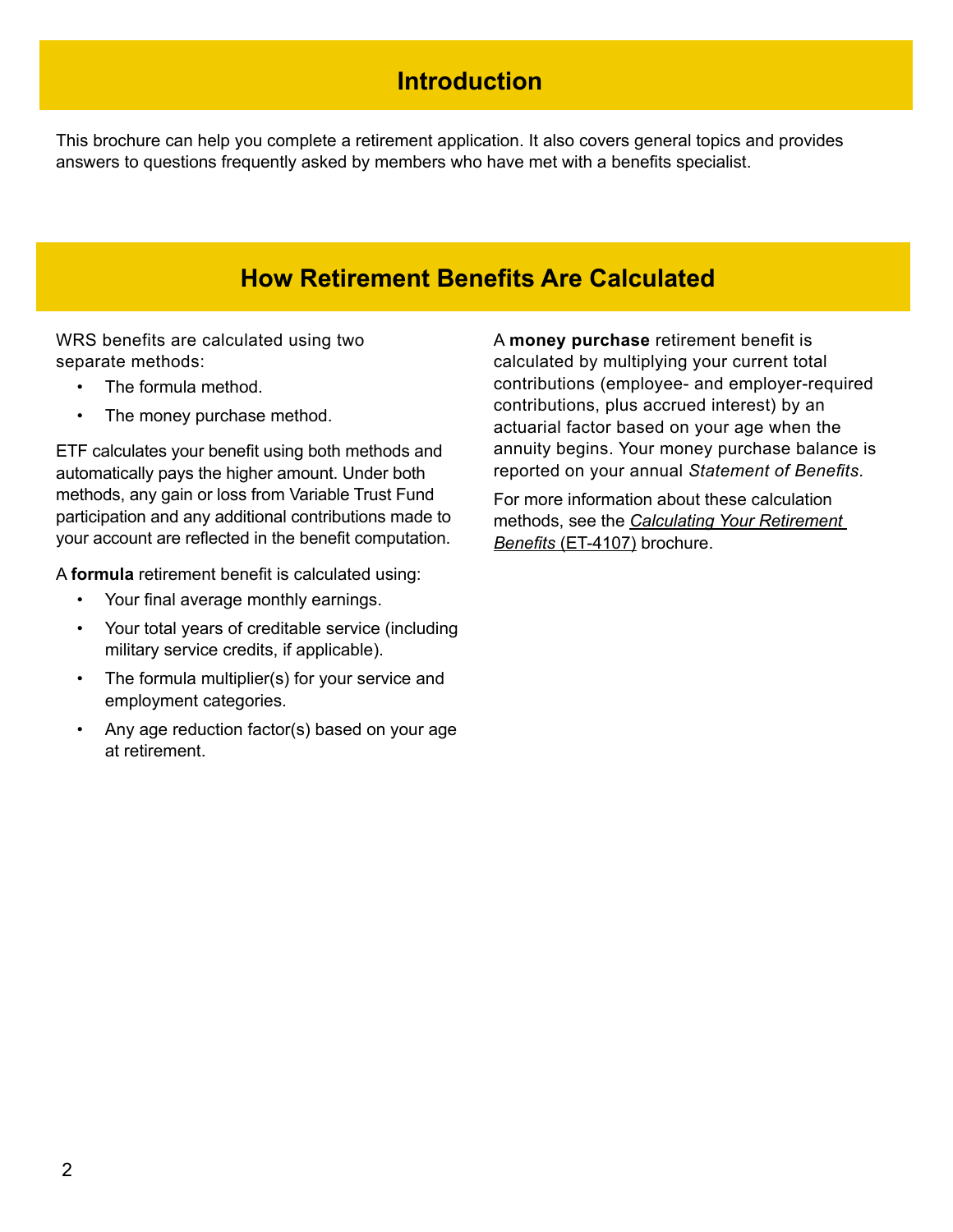## Introduction

This brochure can help you complete a retirement application. It also covers general topics and provides answers to questions frequently asked by members who have met with a benefits specialist.

## How Retirement Benefits Are Calculated

WRS benefits are calculated using two separate methods:

- The formula method.
- The money purchase method.

ETF calculates your benefit using both methods and automatically pays the higher amount. Under both methods, any gain or loss from Variable Trust Fund participation and any additional contributions made to your account are reflected in the benefit computation.

A **formula** retirement benefit is calculated using:

- Your final average monthly earnings.
- Your total years of creditable service (including military service credits, if applicable).
- The formula multiplier(s) for your service and employment categories.
- Any age reduction factor(s) based on your age at retirement.

A **money purchase** retirement benefit is calculated by multiplying your current total contributions (employee- and employer-required contributions, plus accrued interest) by an actuarial factor based on your age when the annuity begins. Your money purchase balance is reported on your annual *Statement of Benefits*.

For more information about these calculation methods, see the *Calculating Your Retirement Benefits* (ET-4107) brochure.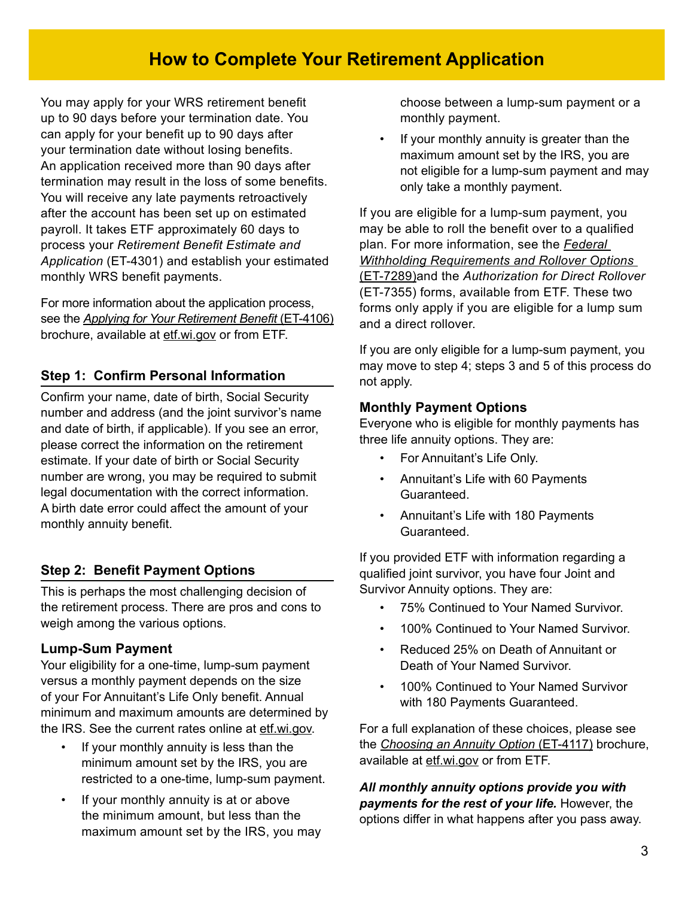# How to Complete Your Retirement Application

You may apply for your WRS retirement benefit up to 90 days before your termination date. You can apply for your benefit up to 90 days after your termination date without losing benefits. An application received more than 90 days after termination may result in the loss of some benefits. You will receive any late payments retroactively after the account has been set up on estimated payroll. It takes ETF approximately 60 days to process your *Retirement Benefit Estimate and Application* (ET-4301) and establish your estimated monthly WRS benefit payments.

For more information about the application process, see the *Applying for Your Retirement Benefit* (ET-4106) brochure, available at etf.wi.gov or from ETF.

## Step 1: Confirm Personal Information

Confirm your name, date of birth, Social Security number and address (and the joint survivor's name and date of birth, if applicable). If you see an error, please correct the information on the retirement estimate. If your date of birth or Social Security number are wrong, you may be required to submit legal documentation with the correct information. A birth date error could affect the amount of your monthly annuity benefit.

## Step 2: Benefit Payment Options

This is perhaps the most challenging decision of the retirement process. There are pros and cons to weigh among the various options.

### Lump-Sum Payment

Your eligibility for a one-time, lump-sum payment versus a monthly payment depends on the size of your For Annuitant's Life Only benefit. Annual minimum and maximum amounts are determined by the IRS. See the current rates online at etf.wi.gov.

- If your monthly annuity is less than the minimum amount set by the IRS, you are restricted to a one-time, lump-sum payment.
- If your monthly annuity is at or above the minimum amount, but less than the maximum amount set by the IRS, you may choose between a lump-sum payment or a monthly payment.
- If your monthly annuity is greater than the maximum amount set by the IRS, you are not eligible for a lump-sum payment and may only take a monthly payment.

If you are eligible for a lump-sum payment, you may be able to roll the benefit over to a qualified plan. For more information, see the *Federal Withholding Requirements and Rollover Options* (ET-7289) and the *Authorization for Direct Rollover* (ET-7355) forms, available from ETF. These two forms only apply if you are eligible for a lump sum and a direct rollover.

If you are only eligible for a lump-sum payment, you may move to step 4; steps 3 and 5 of this process do not apply.

### Monthly Payment Options

Everyone who is eligible for monthly payments has three life annuity options. They are:

- For Annuitant's Life Only.
- Annuitant's Life with 60 Payments Guaranteed.
- Annuitant's Life with 180 Payments Guaranteed.

If you provided ETF with information regarding a qualified joint survivor, you have four Joint and Survivor Annuity options. They are:

- 75% Continued to Your Named Survivor.
- 100% Continued to Your Named Survivor.
- Reduced 25% on Death of Annuitant or Death of Your Named Survivor.
- 100% Continued to Your Named Survivor with 180 Payments Guaranteed.

For a full explanation of these choices, please see the *Choosing an Annuity Option* (ET-4117) brochure, available at etf.wi.gov or from ETF.

***All monthly annuity options provide you with payments for the rest of your life.*** However, the options differ in what happens after you pass away.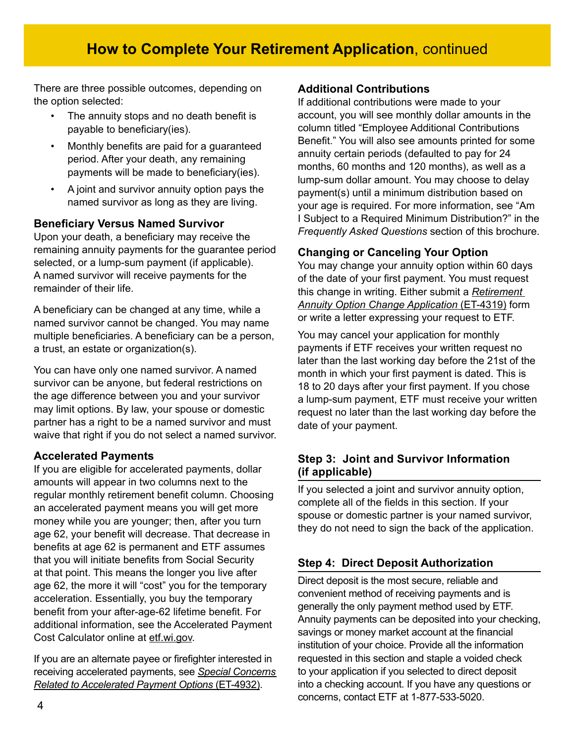## How to Complete Your Retirement Application, continued

There are three possible outcomes, depending on the option selected:

- The annuity stops and no death benefit is payable to beneficiary(ies).
- Monthly benefits are paid for a guaranteed period. After your death, any remaining payments will be made to beneficiary(ies).
- A joint and survivor annuity option pays the named survivor as long as they are living.

### Beneficiary Versus Named Survivor

Upon your death, a beneficiary may receive the remaining annuity payments for the guarantee period selected, or a lump-sum payment (if applicable). A named survivor will receive payments for the remainder of their life.

A beneficiary can be changed at any time, while a named survivor cannot be changed. You may name multiple beneficiaries. A beneficiary can be a person, a trust, an estate or organization(s).

You can have only one named survivor. A named survivor can be anyone, but federal restrictions on the age difference between you and your survivor may limit options. By law, your spouse or domestic partner has a right to be a named survivor and must waive that right if you do not select a named survivor.

### Accelerated Payments

If you are eligible for accelerated payments, dollar amounts will appear in two columns next to the regular monthly retirement benefit column. Choosing an accelerated payment means you will get more money while you are younger; then, after you turn age 62, your benefit will decrease. That decrease in benefits at age 62 is permanent and ETF assumes that you will initiate benefits from Social Security at that point. This means the longer you live after age 62, the more it will "cost" you for the temporary acceleration. Essentially, you buy the temporary benefit from your after-age-62 lifetime benefit. For additional information, see the Accelerated Payment Cost Calculator online at etf.wi.gov.

If you are an alternate payee or firefighter interested in receiving accelerated payments, see *Special Concerns Related to Accelerated Payment Options* (ET-4932).

### Additional Contributions

If additional contributions were made to your account, you will see monthly dollar amounts in the column titled "Employee Additional Contributions Benefit." You will also see amounts printed for some annuity certain periods (defaulted to pay for 24 months, 60 months and 120 months), as well as a lump-sum dollar amount. You may choose to delay payment(s) until a minimum distribution based on your age is required. For more information, see "Am I Subject to a Required Minimum Distribution?" in the *Frequently Asked Questions* section of this brochure.

### Changing or Canceling Your Option

You may change your annuity option within 60 days of the date of your first payment. You must request this change in writing. Either submit a *Retirement Annuity Option Change Application* (ET-4319) form or write a letter expressing your request to ETF.

You may cancel your application for monthly payments if ETF receives your written request no later than the last working day before the 21st of the month in which your first payment is dated. This is 18 to 20 days after your first payment. If you chose a lump-sum payment, ETF must receive your written request no later than the last working day before the date of your payment.

### Step 3: Joint and Survivor Information (if applicable)

If you selected a joint and survivor annuity option, complete all of the fields in this section. If your spouse or domestic partner is your named survivor, they do not need to sign the back of the application.

### Step 4: Direct Deposit Authorization

Direct deposit is the most secure, reliable and convenient method of receiving payments and is generally the only payment method used by ETF. Annuity payments can be deposited into your checking, savings or money market account at the financial institution of your choice. Provide all the information requested in this section and staple a voided check to your application if you selected to direct deposit into a checking account. If you have any questions or concerns, contact ETF at 1-877-533-5020.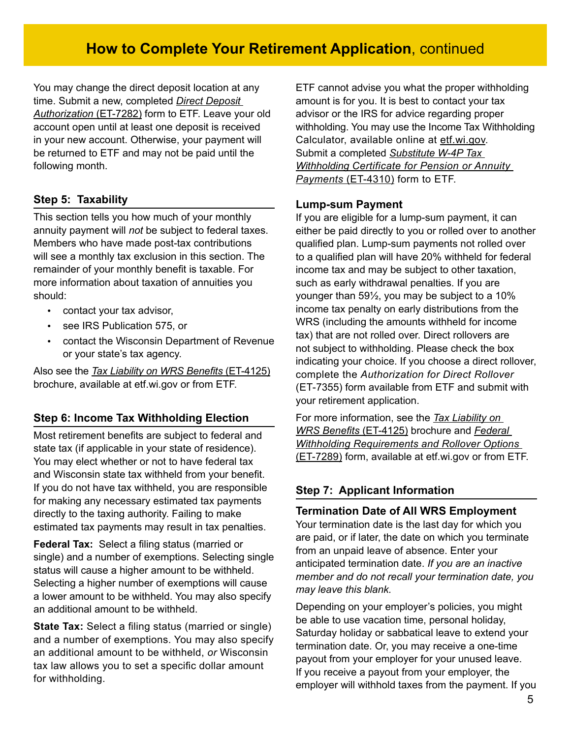## How to Complete Your Retirement Application, continued

You may change the direct deposit location at any time. Submit a new, completed *Direct Deposit Authorization* (ET-7282) form to ETF. Leave your old account open until at least one deposit is received in your new account. Otherwise, your payment will be returned to ETF and may not be paid until the following month.

### Step 5: Taxability

This section tells you how much of your monthly annuity payment will *not* be subject to federal taxes. Members who have made post-tax contributions will see a monthly tax exclusion in this section. The remainder of your monthly benefit is taxable. For more information about taxation of annuities you should:

- contact your tax advisor,
- see IRS Publication 575, or
- contact the Wisconsin Department of Revenue or your state's tax agency.

Also see the *Tax Liability on WRS Benefits* (ET-4125) brochure, available at etf.wi.gov or from ETF.

### Step 6: Income Tax Withholding Election

Most retirement benefits are subject to federal and state tax (if applicable in your state of residence). You may elect whether or not to have federal tax and Wisconsin state tax withheld from your benefit. If you do not have tax withheld, you are responsible for making any necessary estimated tax payments directly to the taxing authority. Failing to make estimated tax payments may result in tax penalties.

**Federal Tax:** Select a filing status (married or single) and a number of exemptions. Selecting single status will cause a higher amount to be withheld. Selecting a higher number of exemptions will cause a lower amount to be withheld. You may also specify an additional amount to be withheld.

**State Tax:** Select a filing status (married or single) and a number of exemptions. You may also specify an additional amount to be withheld, *or* Wisconsin tax law allows you to set a specific dollar amount for withholding.

ETF cannot advise you what the proper withholding amount is for you. It is best to contact your tax advisor or the IRS for advice regarding proper withholding. You may use the Income Tax Withholding Calculator, available online at etf.wi.gov. Submit a completed *Substitute W-4P Tax Withholding Certificate for Pension or Annuity Payments* (ET-4310) form to ETF.

#### Lump-sum Payment

If you are eligible for a lump-sum payment, it can either be paid directly to you or rolled over to another qualified plan. Lump-sum payments not rolled over to a qualified plan will have 20% withheld for federal income tax and may be subject to other taxation, such as early withdrawal penalties. If you are younger than 59½, you may be subject to a 10% income tax penalty on early distributions from the WRS (including the amounts withheld for income tax) that are not rolled over. Direct rollovers are not subject to withholding. Please check the box indicating your choice. If you choose a direct rollover, complete the *Authorization for Direct Rollover* (ET-7355) form available from ETF and submit with your retirement application.

For more information, see the *Tax Liability on WRS Benefits* (ET-4125) brochure and *Federal Withholding Requirements and Rollover Options* (ET-7289) form, available at etf.wi.gov or from ETF.

### Step 7: Applicant Information

#### Termination Date of All WRS Employment

Your termination date is the last day for which you are paid, or if later, the date on which you terminate from an unpaid leave of absence. Enter your anticipated termination date. *If you are an inactive member and do not recall your termination date, you may leave this blank.*

Depending on your employer's policies, you might be able to use vacation time, personal holiday, Saturday holiday or sabbatical leave to extend your termination date. Or, you may receive a one-time payout from your employer for your unused leave. If you receive a payout from your employer, the employer will withhold taxes from the payment. If you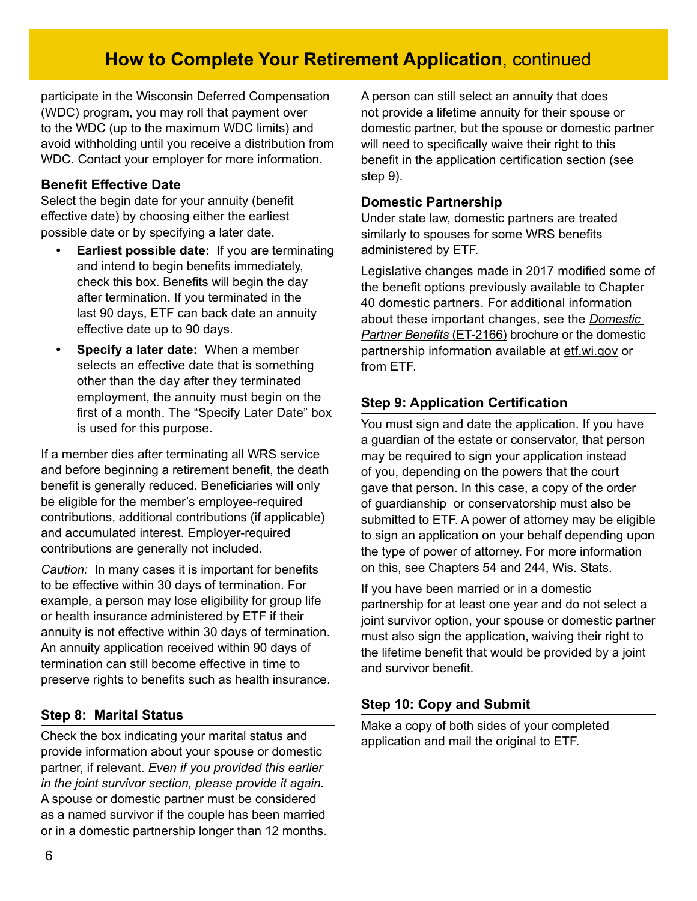## How to Complete Your Retirement Application, continued

participate in the Wisconsin Deferred Compensation (WDC) program, you may roll that payment over to the WDC (up to the maximum WDC limits) and avoid withholding until you receive a distribution from WDC. Contact your employer for more information.

### Benefit Effective Date

Select the begin date for your annuity (benefit effective date) by choosing either the earliest possible date or by specifying a later date.

- **Earliest possible date:** If you are terminating and intend to begin benefits immediately, check this box. Benefits will begin the day after termination. If you terminated in the last 90 days, ETF can back date an annuity effective date up to 90 days.
- **Specify a later date:** When a member selects an effective date that is something other than the day after they terminated employment, the annuity must begin on the first of a month. The "Specify Later Date" box is used for this purpose.

If a member dies after terminating all WRS service and before beginning a retirement benefit, the death benefit is generally reduced. Beneficiaries will only be eligible for the member's employee-required contributions, additional contributions (if applicable) and accumulated interest. Employer-required contributions are generally not included.

*Caution:* In many cases it is important for benefits to be effective within 30 days of termination. For example, a person may lose eligibility for group life or health insurance administered by ETF if their annuity is not effective within 30 days of termination. An annuity application received within 90 days of termination can still become effective in time to preserve rights to benefits such as health insurance.

### Step 8: Marital Status

Check the box indicating your marital status and provide information about your spouse or domestic partner, if relevant. *Even if you provided this earlier in the joint survivor section, please provide it again.* A spouse or domestic partner must be considered as a named survivor if the couple has been married or in a domestic partnership longer than 12 months.

A person can still select an annuity that does not provide a lifetime annuity for their spouse or domestic partner, but the spouse or domestic partner will need to specifically waive their right to this benefit in the application certification section (see step 9).

### Domestic Partnership

Under state law, domestic partners are treated similarly to spouses for some WRS benefits administered by ETF.

Legislative changes made in 2017 modified some of the benefit options previously available to Chapter 40 domestic partners. For additional information about these important changes, see the *Domestic Partner Benefits* (ET-2166) brochure or the domestic partnership information available at etf.wi.gov or from ETF.

### Step 9: Application Certification

You must sign and date the application. If you have a guardian of the estate or conservator, that person may be required to sign your application instead of you, depending on the powers that the court gave that person. In this case, a copy of the order of guardianship or conservatorship must also be submitted to ETF. A power of attorney may be eligible to sign an application on your behalf depending upon the type of power of attorney. For more information on this, see Chapters 54 and 244, Wis. Stats.

If you have been married or in a domestic partnership for at least one year and do not select a joint survivor option, your spouse or domestic partner must also sign the application, waiving their right to the lifetime benefit that would be provided by a joint and survivor benefit.

### Step 10: Copy and Submit

Make a copy of both sides of your completed application and mail the original to ETF.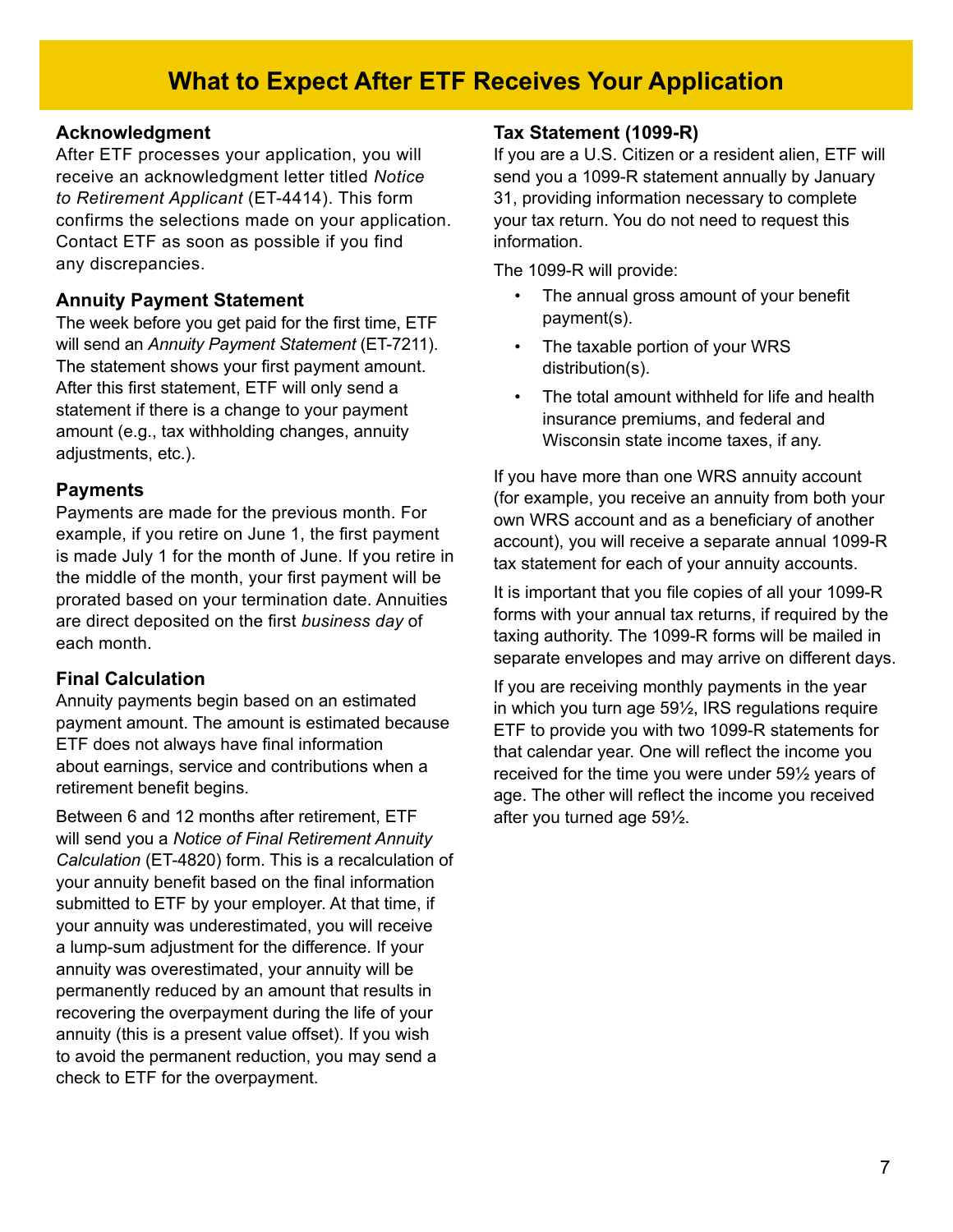# What to Expect After ETF Receives Your Application

### Acknowledgment

After ETF processes your application, you will receive an acknowledgment letter titled *Notice to Retirement Applicant* (ET-4414). This form confirms the selections made on your application. Contact ETF as soon as possible if you find any discrepancies.

### Annuity Payment Statement

The week before you get paid for the first time, ETF will send an *Annuity Payment Statement* (ET-7211). The statement shows your first payment amount. After this first statement, ETF will only send a statement if there is a change to your payment amount (e.g., tax withholding changes, annuity adjustments, etc.).

### Payments

Payments are made for the previous month. For example, if you retire on June 1, the first payment is made July 1 for the month of June. If you retire in the middle of the month, your first payment will be prorated based on your termination date. Annuities are direct deposited on the first *business day* of each month.

### Final Calculation

Annuity payments begin based on an estimated payment amount. The amount is estimated because ETF does not always have final information about earnings, service and contributions when a retirement benefit begins.

Between 6 and 12 months after retirement, ETF will send you a *Notice of Final Retirement Annuity Calculation* (ET-4820) form. This is a recalculation of your annuity benefit based on the final information submitted to ETF by your employer. At that time, if your annuity was underestimated, you will receive a lump-sum adjustment for the difference. If your annuity was overestimated, your annuity will be permanently reduced by an amount that results in recovering the overpayment during the life of your annuity (this is a present value offset). If you wish to avoid the permanent reduction, you may send a check to ETF for the overpayment.

### Tax Statement (1099-R)

If you are a U.S. Citizen or a resident alien, ETF will send you a 1099-R statement annually by January 31, providing information necessary to complete your tax return. You do not need to request this information.

The 1099-R will provide:

- The annual gross amount of your benefit payment(s).
- The taxable portion of your WRS distribution(s).
- The total amount withheld for life and health insurance premiums, and federal and Wisconsin state income taxes, if any.

If you have more than one WRS annuity account (for example, you receive an annuity from both your own WRS account and as a beneficiary of another account), you will receive a separate annual 1099-R tax statement for each of your annuity accounts.

It is important that you file copies of all your 1099-R forms with your annual tax returns, if required by the taxing authority. The 1099-R forms will be mailed in separate envelopes and may arrive on different days.

If you are receiving monthly payments in the year in which you turn age 59½, IRS regulations require ETF to provide you with two 1099-R statements for that calendar year. One will reflect the income you received for the time you were under 59½ years of age. The other will reflect the income you received after you turned age 59½.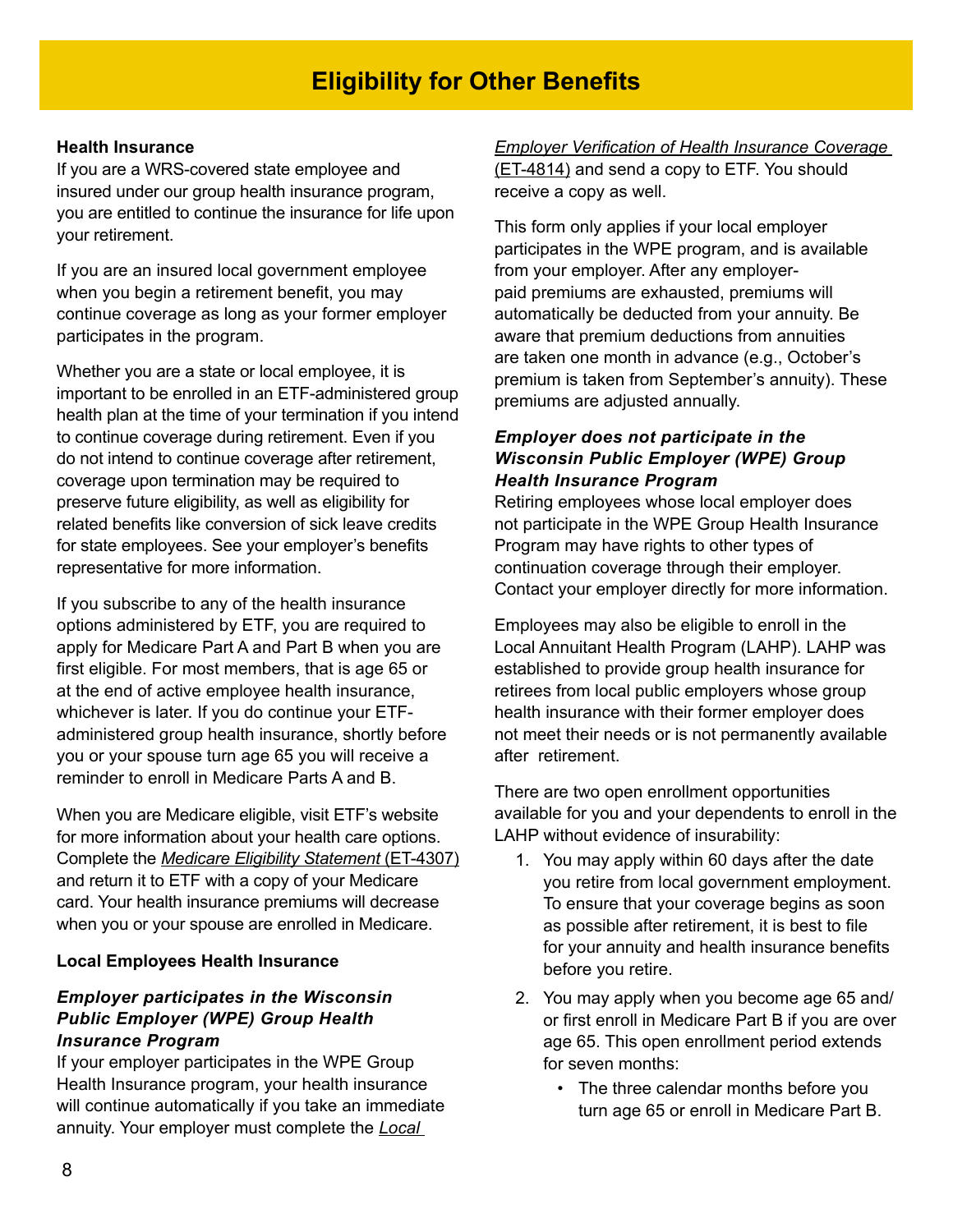# Eligibility for Other Benefits

**Health Insurance**

If you are a WRS-covered state employee and insured under our group health insurance program, you are entitled to continue the insurance for life upon your retirement.

If you are an insured local government employee when you begin a retirement benefit, you may continue coverage as long as your former employer participates in the program.

Whether you are a state or local employee, it is important to be enrolled in an ETF-administered group health plan at the time of your termination if you intend to continue coverage during retirement. Even if you do not intend to continue coverage after retirement, coverage upon termination may be required to preserve future eligibility, as well as eligibility for related benefits like conversion of sick leave credits for state employees. See your employer's benefits representative for more information.

If you subscribe to any of the health insurance options administered by ETF, you are required to apply for Medicare Part A and Part B when you are first eligible. For most members, that is age 65 or at the end of active employee health insurance, whichever is later. If you do continue your ETF-administered group health insurance, shortly before you or your spouse turn age 65 you will receive a reminder to enroll in Medicare Parts A and B.

When you are Medicare eligible, visit ETF's website for more information about your health care options. Complete the *Medicare Eligibility Statement* (ET-4307) and return it to ETF with a copy of your Medicare card. Your health insurance premiums will decrease when you or your spouse are enrolled in Medicare.

**Local Employees Health Insurance**

***Employer participates in the Wisconsin Public Employer (WPE) Group Health Insurance Program***

If your employer participates in the WPE Group Health Insurance program, your health insurance will continue automatically if you take an immediate annuity. Your employer must complete the *Local Employer Verification of Health Insurance Coverage* (ET-4814) and send a copy to ETF. You should receive a copy as well.

This form only applies if your local employer participates in the WPE program, and is available from your employer. After any employer-paid premiums are exhausted, premiums will automatically be deducted from your annuity. Be aware that premium deductions from annuities are taken one month in advance (e.g., October's premium is taken from September's annuity). These premiums are adjusted annually.

***Employer does not participate in the Wisconsin Public Employer (WPE) Group Health Insurance Program***

Retiring employees whose local employer does not participate in the WPE Group Health Insurance Program may have rights to other types of continuation coverage through their employer. Contact your employer directly for more information.

Employees may also be eligible to enroll in the Local Annuitant Health Program (LAHP). LAHP was established to provide group health insurance for retirees from local public employers whose group health insurance with their former employer does not meet their needs or is not permanently available after retirement.

There are two open enrollment opportunities available for you and your dependents to enroll in the LAHP without evidence of insurability:

1. You may apply within 60 days after the date you retire from local government employment. To ensure that your coverage begins as soon as possible after retirement, it is best to file for your annuity and health insurance benefits before you retire.
2. You may apply when you become age 65 and/or first enroll in Medicare Part B if you are over age 65. This open enrollment period extends for seven months:
   - The three calendar months before you turn age 65 or enroll in Medicare Part B.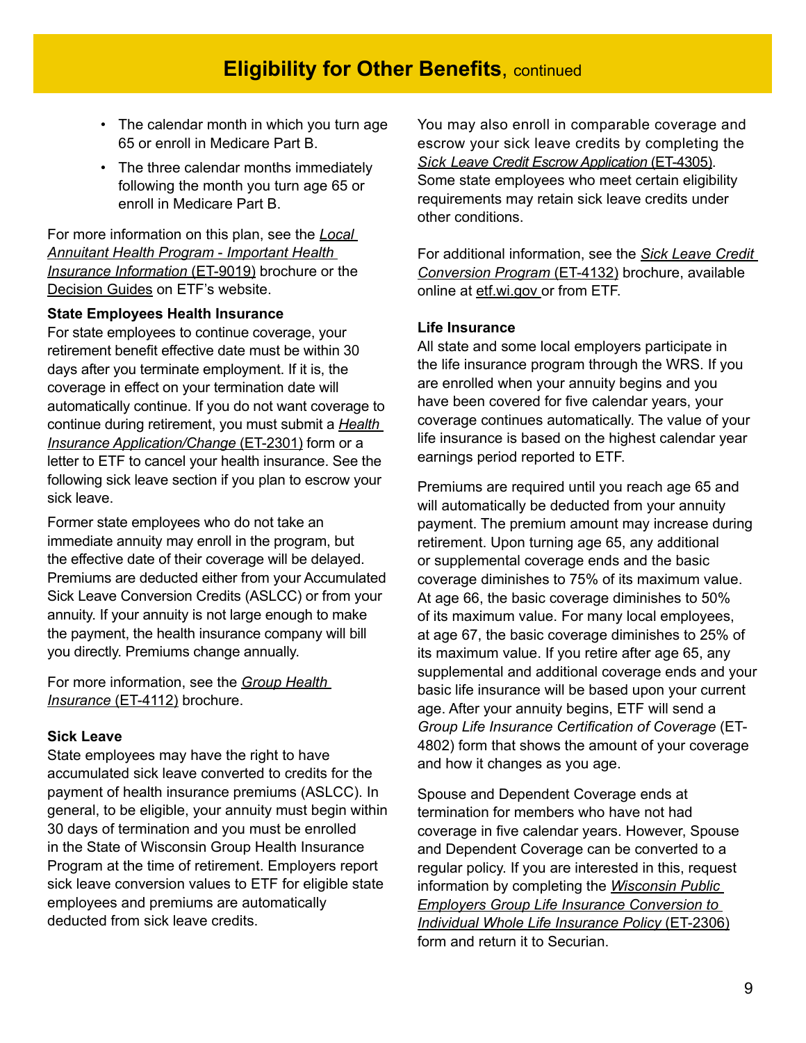## Eligibility for Other Benefits, continued

- The calendar month in which you turn age 65 or enroll in Medicare Part B.
- The three calendar months immediately following the month you turn age 65 or enroll in Medicare Part B.

For more information on this plan, see the *Local Annuitant Health Program - Important Health Insurance Information* (ET-9019) brochure or the Decision Guides on ETF's website.

**State Employees Health Insurance**

For state employees to continue coverage, your retirement benefit effective date must be within 30 days after you terminate employment. If it is, the coverage in effect on your termination date will automatically continue. If you do not want coverage to continue during retirement, you must submit a *Health Insurance Application/Change* (ET-2301) form or a letter to ETF to cancel your health insurance. See the following sick leave section if you plan to escrow your sick leave.

Former state employees who do not take an immediate annuity may enroll in the program, but the effective date of their coverage will be delayed. Premiums are deducted either from your Accumulated Sick Leave Conversion Credits (ASLCC) or from your annuity. If your annuity is not large enough to make the payment, the health insurance company will bill you directly. Premiums change annually.

For more information, see the *Group Health Insurance* (ET-4112) brochure.

**Sick Leave**

State employees may have the right to have accumulated sick leave converted to credits for the payment of health insurance premiums (ASLCC). In general, to be eligible, your annuity must begin within 30 days of termination and you must be enrolled in the State of Wisconsin Group Health Insurance Program at the time of retirement. Employers report sick leave conversion values to ETF for eligible state employees and premiums are automatically deducted from sick leave credits.

You may also enroll in comparable coverage and escrow your sick leave credits by completing the *Sick Leave Credit Escrow Application* (ET-4305). Some state employees who meet certain eligibility requirements may retain sick leave credits under other conditions.

For additional information, see the *Sick Leave Credit Conversion Program* (ET-4132) brochure, available online at etf.wi.gov or from ETF.

**Life Insurance**

All state and some local employers participate in the life insurance program through the WRS. If you are enrolled when your annuity begins and you have been covered for five calendar years, your coverage continues automatically. The value of your life insurance is based on the highest calendar year earnings period reported to ETF.

Premiums are required until you reach age 65 and will automatically be deducted from your annuity payment. The premium amount may increase during retirement. Upon turning age 65, any additional or supplemental coverage ends and the basic coverage diminishes to 75% of its maximum value. At age 66, the basic coverage diminishes to 50% of its maximum value. For many local employees, at age 67, the basic coverage diminishes to 25% of its maximum value. If you retire after age 65, any supplemental and additional coverage ends and your basic life insurance will be based upon your current age. After your annuity begins, ETF will send a *Group Life Insurance Certification of Coverage* (ET-4802) form that shows the amount of your coverage and how it changes as you age.

Spouse and Dependent Coverage ends at termination for members who have not had coverage in five calendar years. However, Spouse and Dependent Coverage can be converted to a regular policy. If you are interested in this, request information by completing the *Wisconsin Public Employers Group Life Insurance Conversion to Individual Whole Life Insurance Policy* (ET-2306) form and return it to Securian.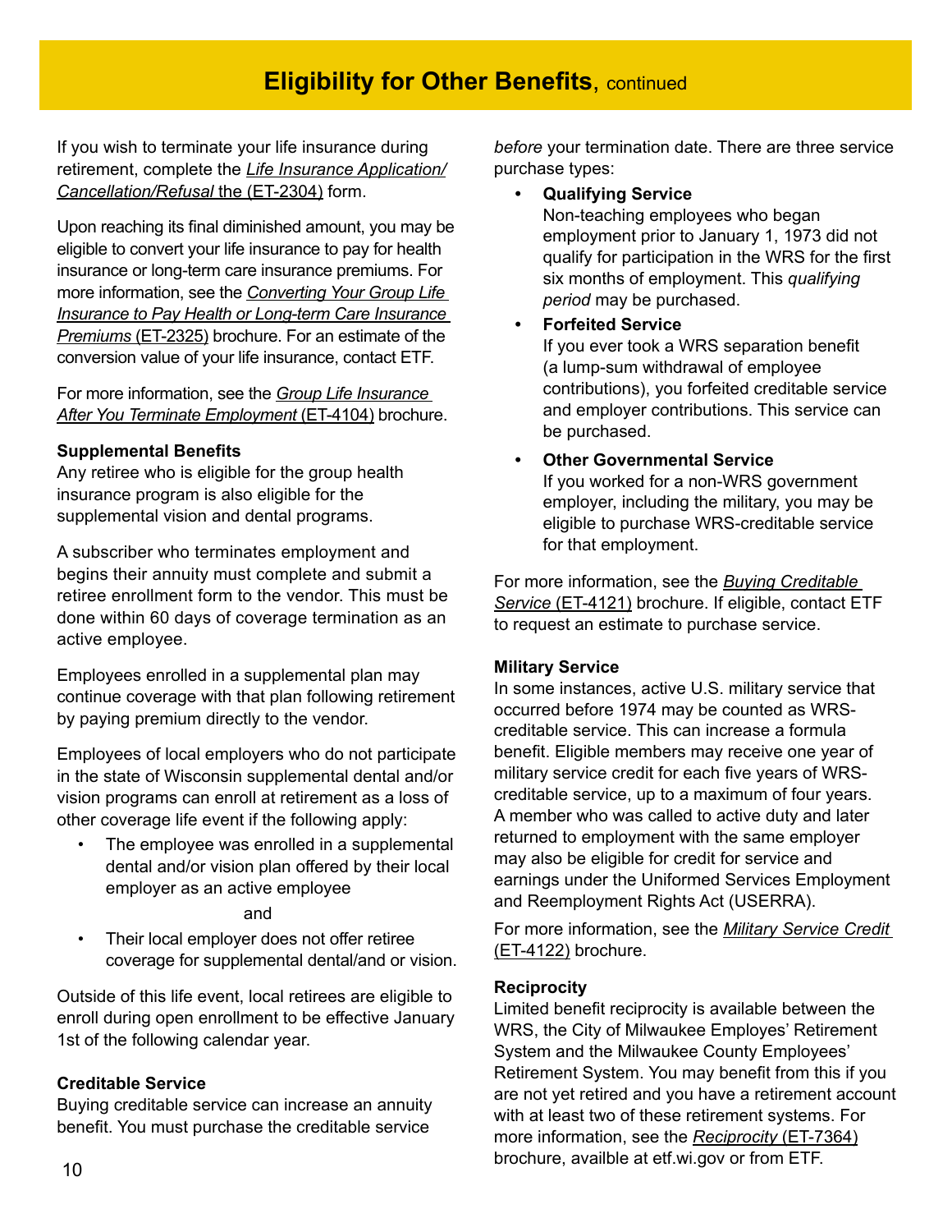## Eligibility for Other Benefits, continued

If you wish to terminate your life insurance during retirement, complete the *Life Insurance Application/ Cancellation/Refusal* the (ET-2304) form.

Upon reaching its final diminished amount, you may be eligible to convert your life insurance to pay for health insurance or long-term care insurance premiums. For more information, see the *Converting Your Group Life Insurance to Pay Health or Long-term Care Insurance Premiums* (ET-2325) brochure. For an estimate of the conversion value of your life insurance, contact ETF.

For more information, see the *Group Life Insurance After You Terminate Employment* (ET-4104) brochure.

**Supplemental Benefits**

Any retiree who is eligible for the group health insurance program is also eligible for the supplemental vision and dental programs.

A subscriber who terminates employment and begins their annuity must complete and submit a retiree enrollment form to the vendor. This must be done within 60 days of coverage termination as an active employee.

Employees enrolled in a supplemental plan may continue coverage with that plan following retirement by paying premium directly to the vendor.

Employees of local employers who do not participate in the state of Wisconsin supplemental dental and/or vision programs can enroll at retirement as a loss of other coverage life event if the following apply:

- The employee was enrolled in a supplemental dental and/or vision plan offered by their local employer as an active employee

  and

- Their local employer does not offer retiree coverage for supplemental dental/and or vision.

Outside of this life event, local retirees are eligible to enroll during open enrollment to be effective January 1st of the following calendar year.

**Creditable Service**

Buying creditable service can increase an annuity benefit. You must purchase the creditable service *before* your termination date. There are three service purchase types:

- **Qualifying Service**
  Non-teaching employees who began employment prior to January 1, 1973 did not qualify for participation in the WRS for the first six months of employment. This *qualifying period* may be purchased.
- **Forfeited Service**
  If you ever took a WRS separation benefit (a lump-sum withdrawal of employee contributions), you forfeited creditable service and employer contributions. This service can be purchased.
- **Other Governmental Service**
  If you worked for a non-WRS government employer, including the military, you may be eligible to purchase WRS-creditable service for that employment.

For more information, see the *Buying Creditable Service* (ET-4121) brochure. If eligible, contact ETF to request an estimate to purchase service.

**Military Service**

In some instances, active U.S. military service that occurred before 1974 may be counted as WRS-creditable service. This can increase a formula benefit. Eligible members may receive one year of military service credit for each five years of WRS-creditable service, up to a maximum of four years. A member who was called to active duty and later returned to employment with the same employer may also be eligible for credit for service and earnings under the Uniformed Services Employment and Reemployment Rights Act (USERRA).

For more information, see the *Military Service Credit* (ET-4122) brochure.

**Reciprocity**

Limited benefit reciprocity is available between the WRS, the City of Milwaukee Employes' Retirement System and the Milwaukee County Employees' Retirement System. You may benefit from this if you are not yet retired and you have a retirement account with at least two of these retirement systems. For more information, see the *Reciprocity* (ET-7364) brochure, availble at etf.wi.gov or from ETF.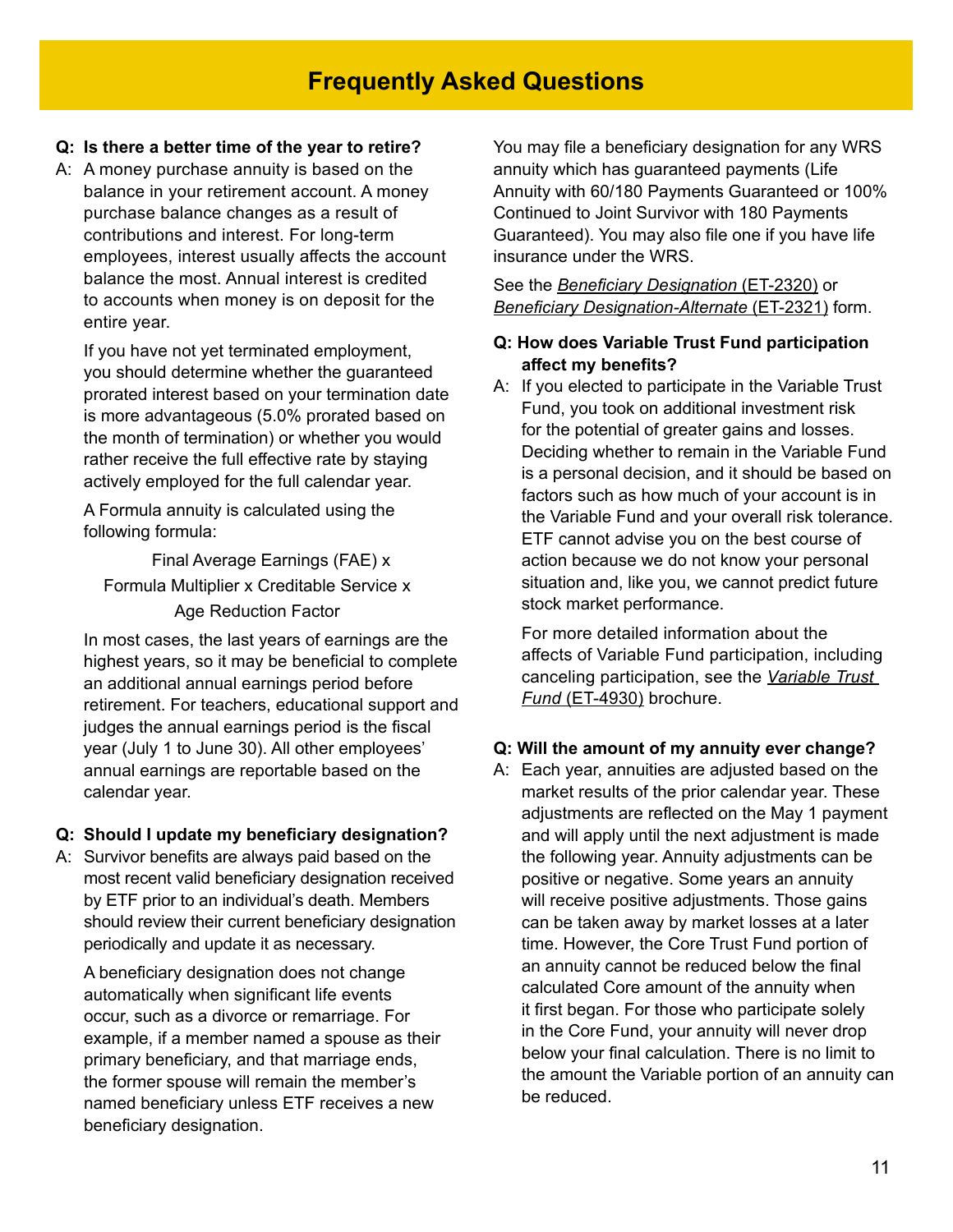## Frequently Asked Questions

**Q: Is there a better time of the year to retire?**

A: A money purchase annuity is based on the balance in your retirement account. A money purchase balance changes as a result of contributions and interest. For long-term employees, interest usually affects the account balance the most. Annual interest is credited to accounts when money is on deposit for the entire year.

If you have not yet terminated employment, you should determine whether the guaranteed prorated interest based on your termination date is more advantageous (5.0% prorated based on the month of termination) or whether you would rather receive the full effective rate by staying actively employed for the full calendar year.

A Formula annuity is calculated using the following formula:

Final Average Earnings (FAE) x
Formula Multiplier x Creditable Service x
Age Reduction Factor

In most cases, the last years of earnings are the highest years, so it may be beneficial to complete an additional annual earnings period before retirement. For teachers, educational support and judges the annual earnings period is the fiscal year (July 1 to June 30). All other employees' annual earnings are reportable based on the calendar year.

**Q: Should I update my beneficiary designation?**

A: Survivor benefits are always paid based on the most recent valid beneficiary designation received by ETF prior to an individual's death. Members should review their current beneficiary designation periodically and update it as necessary.

A beneficiary designation does not change automatically when significant life events occur, such as a divorce or remarriage. For example, if a member named a spouse as their primary beneficiary, and that marriage ends, the former spouse will remain the member's named beneficiary unless ETF receives a new beneficiary designation.

You may file a beneficiary designation for any WRS annuity which has guaranteed payments (Life Annuity with 60/180 Payments Guaranteed or 100% Continued to Joint Survivor with 180 Payments Guaranteed). You may also file one if you have life insurance under the WRS.

See the *Beneficiary Designation* (ET-2320) or *Beneficiary Designation-Alternate* (ET-2321) form.

**Q: How does Variable Trust Fund participation affect my benefits?**

A: If you elected to participate in the Variable Trust Fund, you took on additional investment risk for the potential of greater gains and losses. Deciding whether to remain in the Variable Fund is a personal decision, and it should be based on factors such as how much of your account is in the Variable Fund and your overall risk tolerance. ETF cannot advise you on the best course of action because we do not know your personal situation and, like you, we cannot predict future stock market performance.

For more detailed information about the affects of Variable Fund participation, including canceling participation, see the *Variable Trust Fund* (ET-4930) brochure.

**Q: Will the amount of my annuity ever change?**

A: Each year, annuities are adjusted based on the market results of the prior calendar year. These adjustments are reflected on the May 1 payment and will apply until the next adjustment is made the following year. Annuity adjustments can be positive or negative. Some years an annuity will receive positive adjustments. Those gains can be taken away by market losses at a later time. However, the Core Trust Fund portion of an annuity cannot be reduced below the final calculated Core amount of the annuity when it first began. For those who participate solely in the Core Fund, your annuity will never drop below your final calculation. There is no limit to the amount the Variable portion of an annuity can be reduced.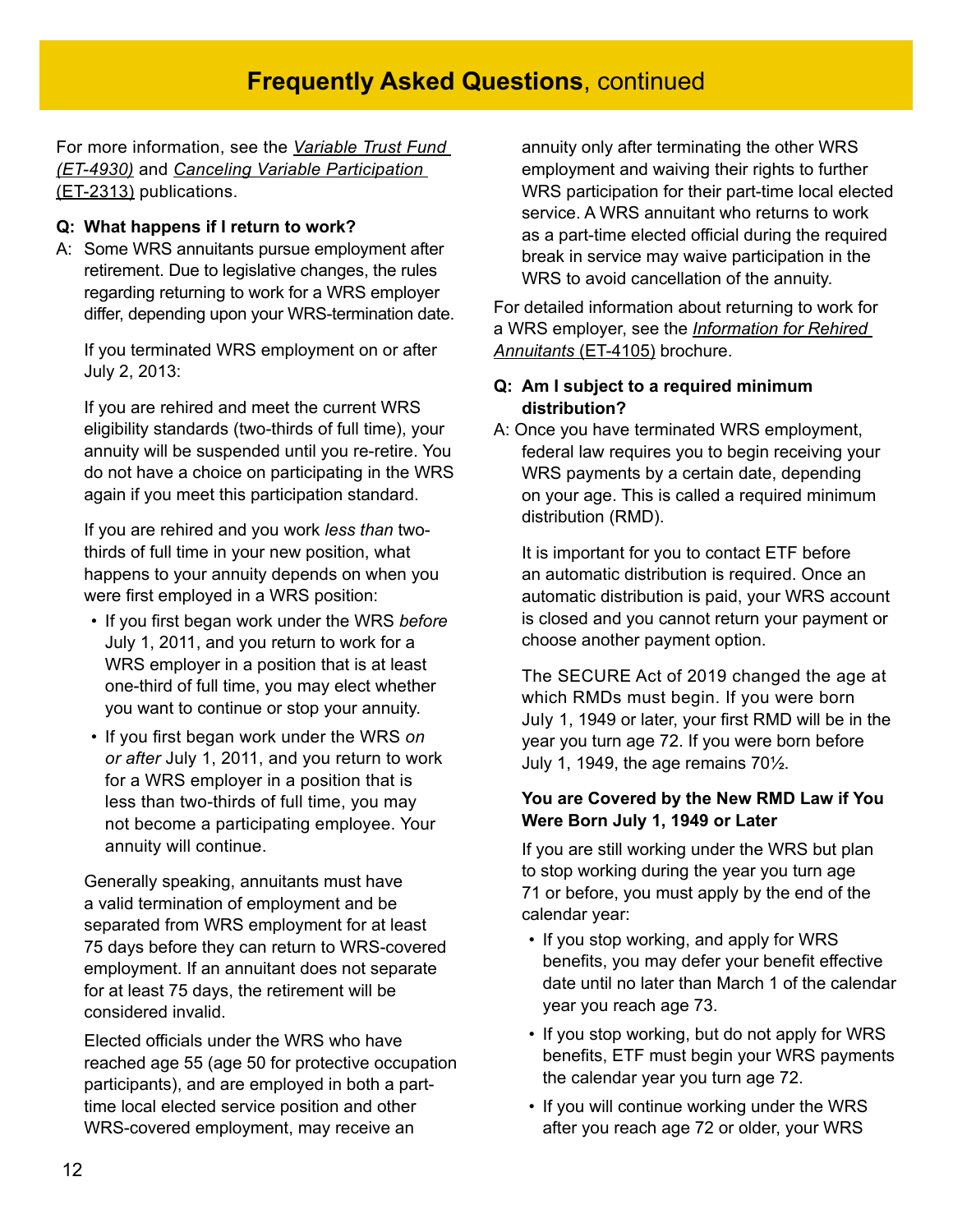## **Frequently Asked Questions**, continued

For more information, see the *Variable Trust Fund (ET-4930)* and *Canceling Variable Participation (ET-2313)* publications.

**Q: What happens if I return to work?**

A: Some WRS annuitants pursue employment after retirement. Due to legislative changes, the rules regarding returning to work for a WRS employer differ, depending upon your WRS-termination date.

If you terminated WRS employment on or after July 2, 2013:

If you are rehired and meet the current WRS eligibility standards (two-thirds of full time), your annuity will be suspended until you re-retire. You do not have a choice on participating in the WRS again if you meet this participation standard.

If you are rehired and you work *less than* two-thirds of full time in your new position, what happens to your annuity depends on when you were first employed in a WRS position:

- If you first began work under the WRS *before* July 1, 2011, and you return to work for a WRS employer in a position that is at least one-third of full time, you may elect whether you want to continue or stop your annuity.
- If you first began work under the WRS *on or after* July 1, 2011, and you return to work for a WRS employer in a position that is less than two-thirds of full time, you may not become a participating employee. Your annuity will continue.

Generally speaking, annuitants must have a valid termination of employment and be separated from WRS employment for at least 75 days before they can return to WRS-covered employment. If an annuitant does not separate for at least 75 days, the retirement will be considered invalid.

Elected officials under the WRS who have reached age 55 (age 50 for protective occupation participants), and are employed in both a part-time local elected service position and other WRS-covered employment, may receive an annuity only after terminating the other WRS employment and waiving their rights to further WRS participation for their part-time local elected service. A WRS annuitant who returns to work as a part-time elected official during the required break in service may waive participation in the WRS to avoid cancellation of the annuity.

For detailed information about returning to work for a WRS employer, see the *Information for Rehired Annuitants (ET-4105)* brochure.

**Q: Am I subject to a required minimum distribution?**

A: Once you have terminated WRS employment, federal law requires you to begin receiving your WRS payments by a certain date, depending on your age. This is called a required minimum distribution (RMD).

It is important for you to contact ETF before an automatic distribution is required. Once an automatic distribution is paid, your WRS account is closed and you cannot return your payment or choose another payment option.

The SECURE Act of 2019 changed the age at which RMDs must begin. If you were born July 1, 1949 or later, your first RMD will be in the year you turn age 72. If you were born before July 1, 1949, the age remains 70½.

**You are Covered by the New RMD Law if You Were Born July 1, 1949 or Later**

If you are still working under the WRS but plan to stop working during the year you turn age 71 or before, you must apply by the end of the calendar year:

- If you stop working, and apply for WRS benefits, you may defer your benefit effective date until no later than March 1 of the calendar year you reach age 73.
- If you stop working, but do not apply for WRS benefits, ETF must begin your WRS payments the calendar year you turn age 72.
- If you will continue working under the WRS after you reach age 72 or older, your WRS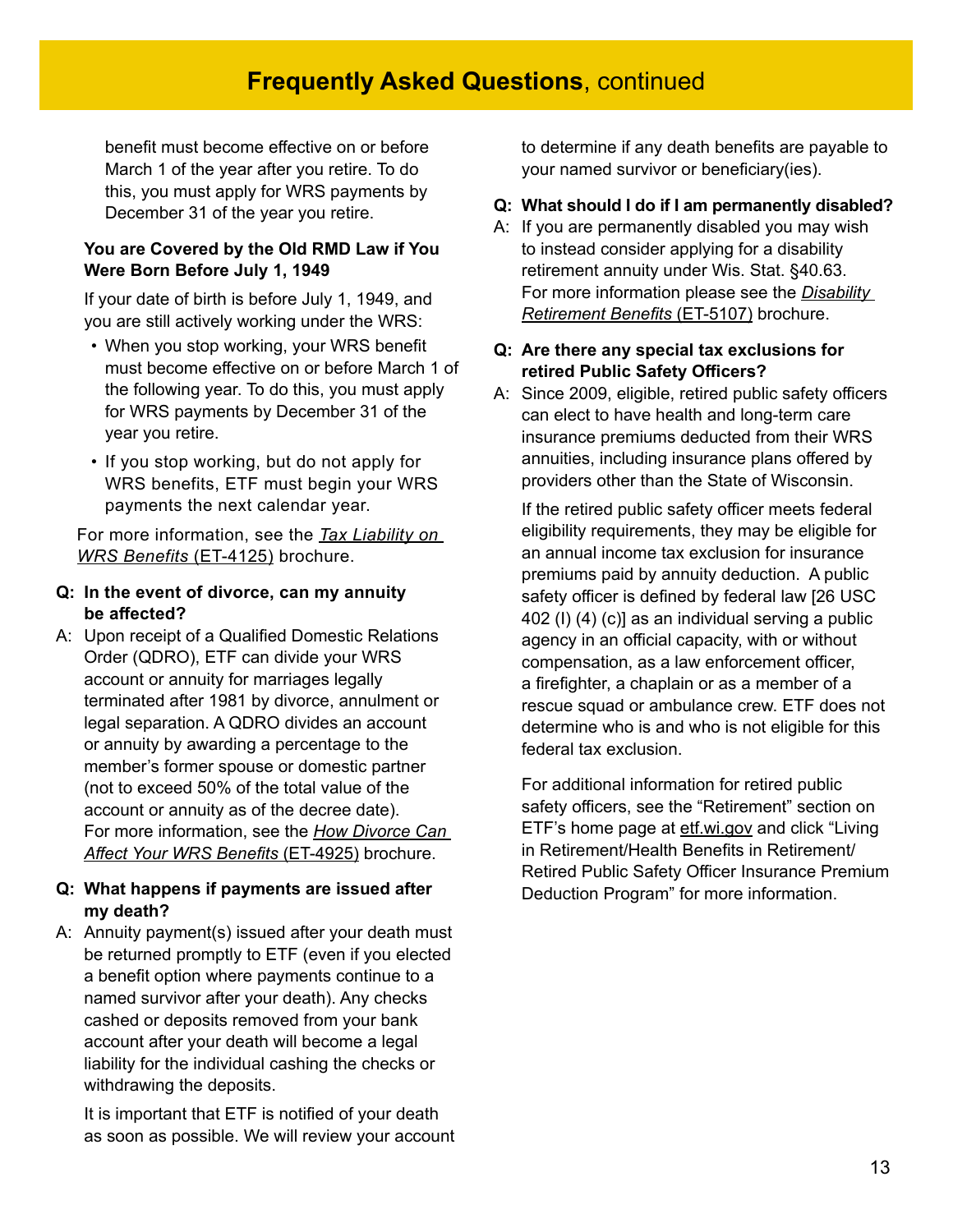## **Frequently Asked Questions**, continued

benefit must become effective on or before March 1 of the year after you retire. To do this, you must apply for WRS payments by December 31 of the year you retire.

**You are Covered by the Old RMD Law if You Were Born Before July 1, 1949**

If your date of birth is before July 1, 1949, and you are still actively working under the WRS:

- When you stop working, your WRS benefit must become effective on or before March 1 of the following year. To do this, you must apply for WRS payments by December 31 of the year you retire.
- If you stop working, but do not apply for WRS benefits, ETF must begin your WRS payments the next calendar year.

For more information, see the *Tax Liability on WRS Benefits* (ET-4125) brochure.

**Q: In the event of divorce, can my annuity be affected?**

A: Upon receipt of a Qualified Domestic Relations Order (QDRO), ETF can divide your WRS account or annuity for marriages legally terminated after 1981 by divorce, annulment or legal separation. A QDRO divides an account or annuity by awarding a percentage to the member's former spouse or domestic partner (not to exceed 50% of the total value of the account or annuity as of the decree date). For more information, see the *How Divorce Can Affect Your WRS Benefits* (ET-4925) brochure.

**Q: What happens if payments are issued after my death?**

A: Annuity payment(s) issued after your death must be returned promptly to ETF (even if you elected a benefit option where payments continue to a named survivor after your death). Any checks cashed or deposits removed from your bank account after your death will become a legal liability for the individual cashing the checks or withdrawing the deposits.

It is important that ETF is notified of your death as soon as possible. We will review your account to determine if any death benefits are payable to your named survivor or beneficiary(ies).

**Q: What should I do if I am permanently disabled?**

A: If you are permanently disabled you may wish to instead consider applying for a disability retirement annuity under Wis. Stat. §40.63. For more information please see the *Disability Retirement Benefits* (ET-5107) brochure.

**Q: Are there any special tax exclusions for retired Public Safety Officers?**

A: Since 2009, eligible, retired public safety officers can elect to have health and long-term care insurance premiums deducted from their WRS annuities, including insurance plans offered by providers other than the State of Wisconsin.

If the retired public safety officer meets federal eligibility requirements, they may be eligible for an annual income tax exclusion for insurance premiums paid by annuity deduction. A public safety officer is defined by federal law [26 USC 402 (l) (4) (c)] as an individual serving a public agency in an official capacity, with or without compensation, as a law enforcement officer, a firefighter, a chaplain or as a member of a rescue squad or ambulance crew. ETF does not determine who is and who is not eligible for this federal tax exclusion.

For additional information for retired public safety officers, see the "Retirement" section on ETF's home page at etf.wi.gov and click "Living in Retirement/Health Benefits in Retirement/ Retired Public Safety Officer Insurance Premium Deduction Program" for more information.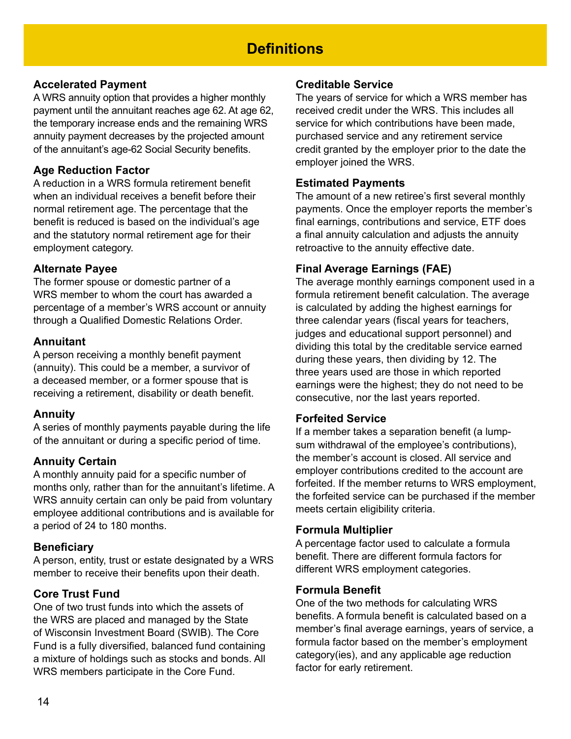# Definitions

### Accelerated Payment

A WRS annuity option that provides a higher monthly payment until the annuitant reaches age 62. At age 62, the temporary increase ends and the remaining WRS annuity payment decreases by the projected amount of the annuitant's age-62 Social Security benefits.

### Age Reduction Factor

A reduction in a WRS formula retirement benefit when an individual receives a benefit before their normal retirement age. The percentage that the benefit is reduced is based on the individual's age and the statutory normal retirement age for their employment category.

### Alternate Payee

The former spouse or domestic partner of a WRS member to whom the court has awarded a percentage of a member's WRS account or annuity through a Qualified Domestic Relations Order.

### Annuitant

A person receiving a monthly benefit payment (annuity). This could be a member, a survivor of a deceased member, or a former spouse that is receiving a retirement, disability or death benefit.

### Annuity

A series of monthly payments payable during the life of the annuitant or during a specific period of time.

### Annuity Certain

A monthly annuity paid for a specific number of months only, rather than for the annuitant's lifetime. A WRS annuity certain can only be paid from voluntary employee additional contributions and is available for a period of 24 to 180 months.

### Beneficiary

A person, entity, trust or estate designated by a WRS member to receive their benefits upon their death.

### Core Trust Fund

One of two trust funds into which the assets of the WRS are placed and managed by the State of Wisconsin Investment Board (SWIB). The Core Fund is a fully diversified, balanced fund containing a mixture of holdings such as stocks and bonds. All WRS members participate in the Core Fund.

### Creditable Service

The years of service for which a WRS member has received credit under the WRS. This includes all service for which contributions have been made, purchased service and any retirement service credit granted by the employer prior to the date the employer joined the WRS.

### Estimated Payments

The amount of a new retiree's first several monthly payments. Once the employer reports the member's final earnings, contributions and service, ETF does a final annuity calculation and adjusts the annuity retroactive to the annuity effective date.

### Final Average Earnings (FAE)

The average monthly earnings component used in a formula retirement benefit calculation. The average is calculated by adding the highest earnings for three calendar years (fiscal years for teachers, judges and educational support personnel) and dividing this total by the creditable service earned during these years, then dividing by 12. The three years used are those in which reported earnings were the highest; they do not need to be consecutive, nor the last years reported.

### Forfeited Service

If a member takes a separation benefit (a lump-sum withdrawal of the employee's contributions), the member's account is closed. All service and employer contributions credited to the account are forfeited. If the member returns to WRS employment, the forfeited service can be purchased if the member meets certain eligibility criteria.

### Formula Multiplier

A percentage factor used to calculate a formula benefit. There are different formula factors for different WRS employment categories.

### Formula Benefit

One of the two methods for calculating WRS benefits. A formula benefit is calculated based on a member's final average earnings, years of service, a formula factor based on the member's employment category(ies), and any applicable age reduction factor for early retirement.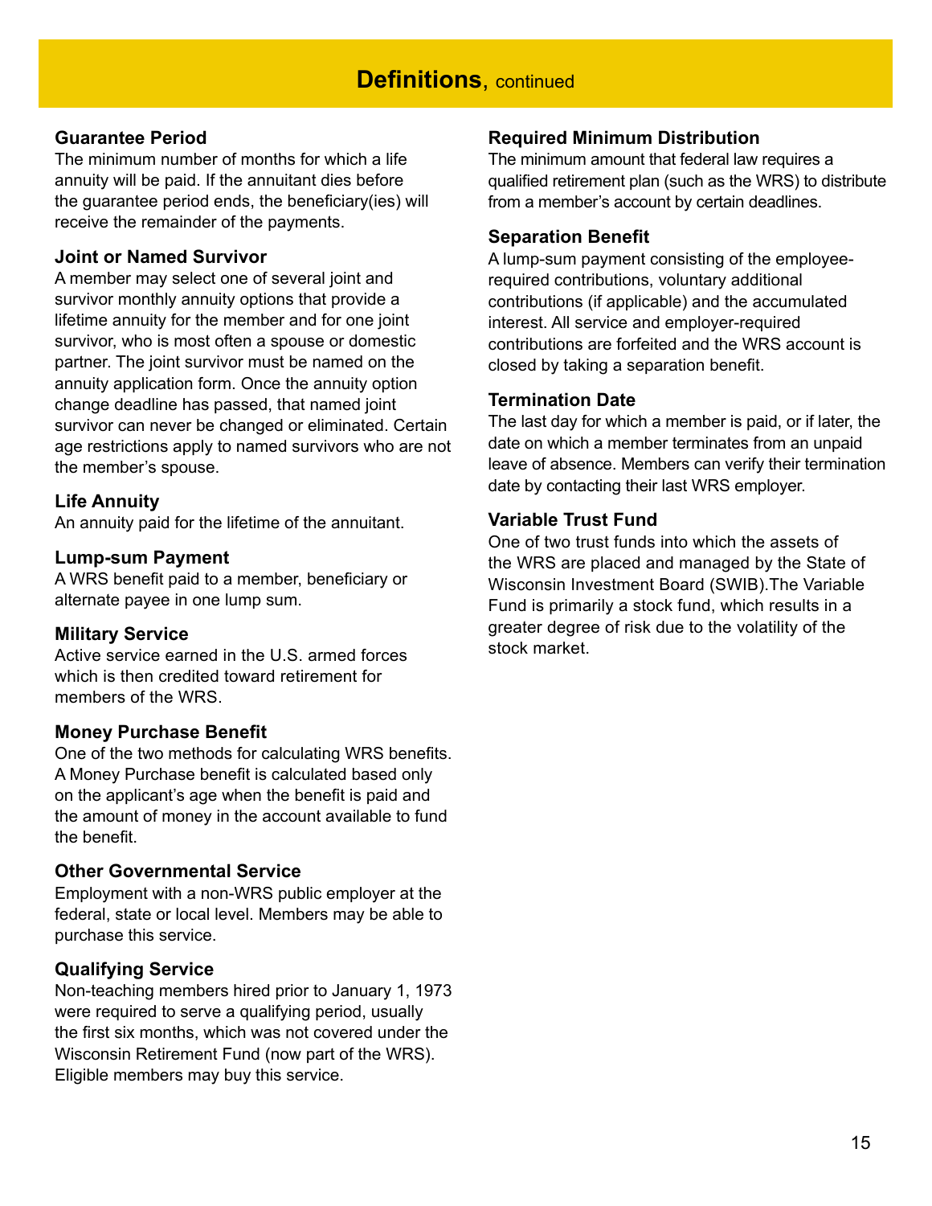## **Definitions**, continued

### Guarantee Period

The minimum number of months for which a life annuity will be paid. If the annuitant dies before the guarantee period ends, the beneficiary(ies) will receive the remainder of the payments.

### Joint or Named Survivor

A member may select one of several joint and survivor monthly annuity options that provide a lifetime annuity for the member and for one joint survivor, who is most often a spouse or domestic partner. The joint survivor must be named on the annuity application form. Once the annuity option change deadline has passed, that named joint survivor can never be changed or eliminated. Certain age restrictions apply to named survivors who are not the member's spouse.

### Life Annuity

An annuity paid for the lifetime of the annuitant.

### Lump-sum Payment

A WRS benefit paid to a member, beneficiary or alternate payee in one lump sum.

### Military Service

Active service earned in the U.S. armed forces which is then credited toward retirement for members of the WRS.

### Money Purchase Benefit

One of the two methods for calculating WRS benefits. A Money Purchase benefit is calculated based only on the applicant's age when the benefit is paid and the amount of money in the account available to fund the benefit.

### Other Governmental Service

Employment with a non-WRS public employer at the federal, state or local level. Members may be able to purchase this service.

### Qualifying Service

Non-teaching members hired prior to January 1, 1973 were required to serve a qualifying period, usually the first six months, which was not covered under the Wisconsin Retirement Fund (now part of the WRS). Eligible members may buy this service.

### Required Minimum Distribution

The minimum amount that federal law requires a qualified retirement plan (such as the WRS) to distribute from a member's account by certain deadlines.

### Separation Benefit

A lump-sum payment consisting of the employee-required contributions, voluntary additional contributions (if applicable) and the accumulated interest. All service and employer-required contributions are forfeited and the WRS account is closed by taking a separation benefit.

### Termination Date

The last day for which a member is paid, or if later, the date on which a member terminates from an unpaid leave of absence. Members can verify their termination date by contacting their last WRS employer.

### Variable Trust Fund

One of two trust funds into which the assets of the WRS are placed and managed by the State of Wisconsin Investment Board (SWIB).The Variable Fund is primarily a stock fund, which results in a greater degree of risk due to the volatility of the stock market.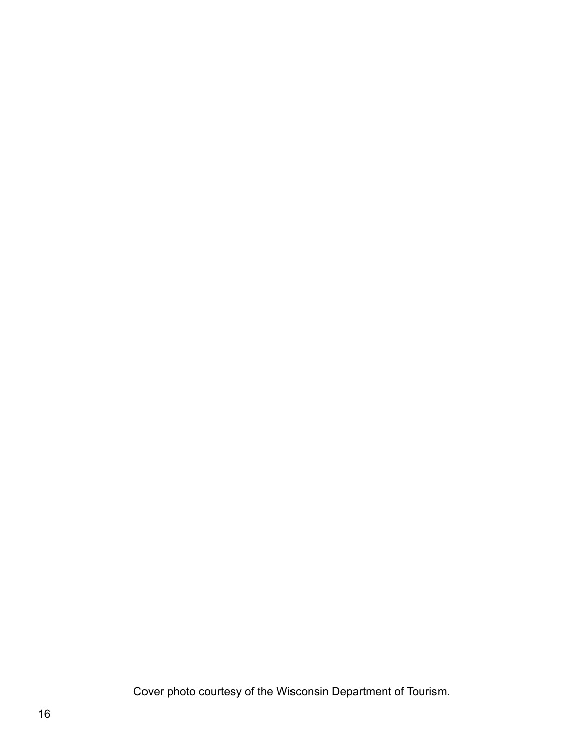Cover photo courtesy of the Wisconsin Department of Tourism.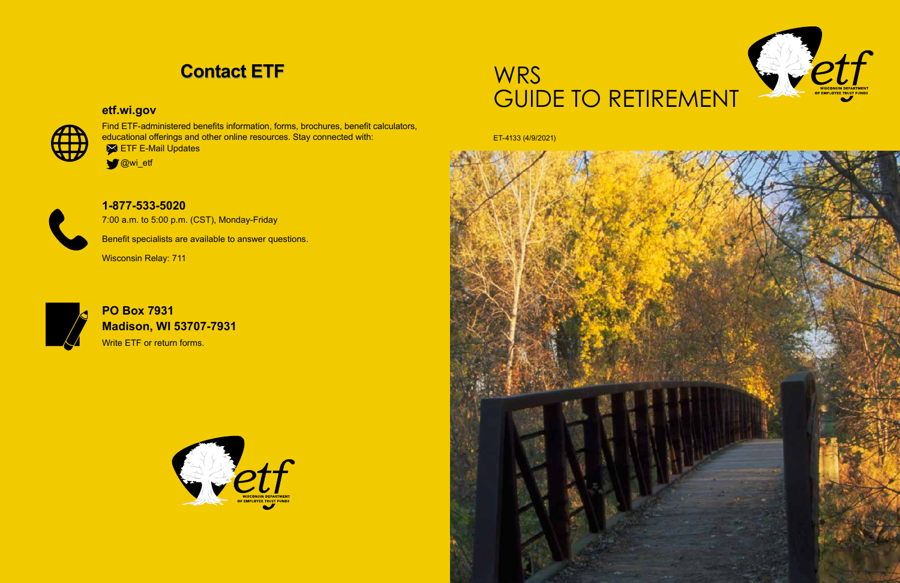# Contact ETF

**etf.wi.gov**

Find ETF-administered benefits information, forms, brochures, benefit calculators, educational offerings and other online resources. Stay connected with:

ETF E-Mail Updates

@wi_etf

**1-877-533-5020**

7:00 a.m. to 5:00 p.m. (CST), Monday-Friday

Benefit specialists are available to answer questions.

Wisconsin Relay: 711

**PO Box 7931**
**Madison, WI 53707-7931**

Write ETF or return forms.

WISCONSIN DEPARTMENT OF EMPLOYEE TRUST FUNDS

# WRS GUIDE TO RETIREMENT

ET-4133 (4/9/2021)